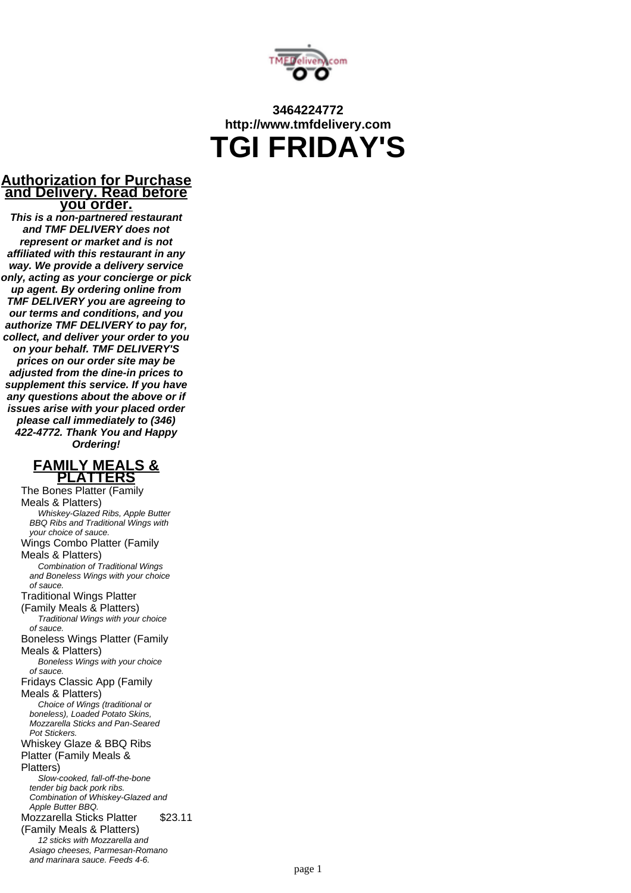3464224772
http://www.tmfdelivery.com

# TGI FRIDAY'S

## Authorization for Purchase and Delivery. Read before you order.

***This is a non-partnered restaurant and TMF DELIVERY does not represent or market and is not affiliated with this restaurant in any way. We provide a delivery service only, acting as your concierge or pick up agent. By ordering online from TMF DELIVERY you are agreeing to our terms and conditions, and you authorize TMF DELIVERY to pay for, collect, and deliver your order to you on your behalf. TMF DELIVERY'S prices on our order site may be adjusted from the dine-in prices to supplement this service. If you have any questions about the above or if issues arise with your placed order please call immediately to (346) 422-4772. Thank You and Happy Ordering!***

## FAMILY MEALS & PLATTERS

The Bones Platter (Family Meals & Platters)
*Whiskey-Glazed Ribs, Apple Butter BBQ Ribs and Traditional Wings with your choice of sauce.*

Wings Combo Platter (Family Meals & Platters)
*Combination of Traditional Wings and Boneless Wings with your choice of sauce.*

Traditional Wings Platter (Family Meals & Platters)
*Traditional Wings with your choice of sauce.*

Boneless Wings Platter (Family Meals & Platters)
*Boneless Wings with your choice of sauce.*

Fridays Classic App (Family Meals & Platters)
*Choice of Wings (traditional or boneless), Loaded Potato Skins, Mozzarella Sticks and Pan-Seared Pot Stickers.*

Whiskey Glaze & BBQ Ribs Platter (Family Meals & Platters)
*Slow-cooked, fall-off-the-bone tender big back pork ribs. Combination of Whiskey-Glazed and Apple Butter BBQ.*

Mozzarella Sticks Platter (Family Meals & Platters) — $23.11
*12 sticks with Mozzarella and Asiago cheeses, Parmesan-Romano and marinara sauce. Feeds 4-6.*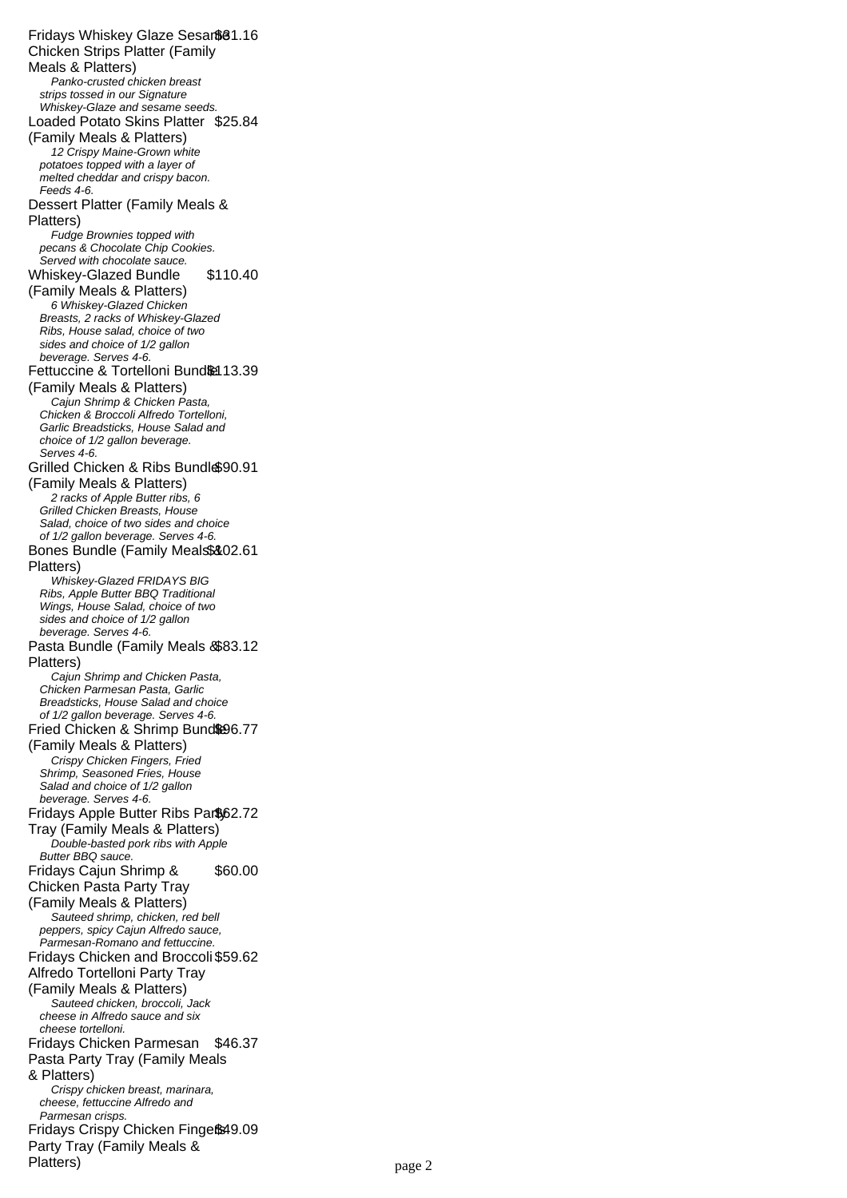**Fridays Whiskey Glaze Sesame Chicken Strips Platter (Family Meals & Platters)** $81.16

*Panko-crusted chicken breast strips tossed in our Signature Whiskey-Glaze and sesame seeds.*

**Loaded Potato Skins Platter (Family Meals & Platters)** $25.84

*12 Crispy Maine-Grown white potatoes topped with a layer of melted cheddar and crispy bacon. Feeds 4-6.*

**Dessert Platter (Family Meals & Platters)**

*Fudge Brownies topped with pecans & Chocolate Chip Cookies. Served with chocolate sauce.*

**Whiskey-Glazed Bundle (Family Meals & Platters)** $110.40

*6 Whiskey-Glazed Chicken Breasts, 2 racks of Whiskey-Glazed Ribs, House salad, choice of two sides and choice of 1/2 gallon beverage. Serves 4-6.*

**Fettuccine & Tortelloni Bundle (Family Meals & Platters)** $113.39

*Cajun Shrimp & Chicken Pasta, Chicken & Broccoli Alfredo Tortelloni, Garlic Breadsticks, House Salad and choice of 1/2 gallon beverage. Serves 4-6.*

**Grilled Chicken & Ribs Bundle (Family Meals & Platters)** $90.91

*2 racks of Apple Butter ribs, 6 Grilled Chicken Breasts, House Salad, choice of two sides and choice of 1/2 gallon beverage. Serves 4-6.*

**Bones Bundle (Family Meals & Platters)** $102.61

*Whiskey-Glazed FRIDAYS BIG Ribs, Apple Butter BBQ Traditional Wings, House Salad, choice of two sides and choice of 1/2 gallon beverage. Serves 4-6.*

**Pasta Bundle (Family Meals & Platters)** $83.12

*Cajun Shrimp and Chicken Pasta, Chicken Parmesan Pasta, Garlic Breadsticks, House Salad and choice of 1/2 gallon beverage. Serves 4-6.*

**Fried Chicken & Shrimp Bundle (Family Meals & Platters)** $96.77

*Crispy Chicken Fingers, Fried Shrimp, Seasoned Fries, House Salad and choice of 1/2 gallon beverage. Serves 4-6.*

**Fridays Apple Butter Ribs Party Tray (Family Meals & Platters)** $62.72

*Double-basted pork ribs with Apple Butter BBQ sauce.*

**Fridays Cajun Shrimp & Chicken Pasta Party Tray (Family Meals & Platters)** $60.00

*Sauteed shrimp, chicken, red bell peppers, spicy Cajun Alfredo sauce, Parmesan-Romano and fettuccine.*

**Fridays Chicken and Broccoli Alfredo Tortelloni Party Tray (Family Meals & Platters)** $59.62

*Sauteed chicken, broccoli, Jack cheese in Alfredo sauce and six cheese tortelloni.*

**Fridays Chicken Parmesan Pasta Party Tray (Family Meals & Platters)** $46.37

*Crispy chicken breast, marinara, cheese, fettuccine Alfredo and Parmesan crisps.*

**Fridays Crispy Chicken Fingers Party Tray (Family Meals & Platters)** $49.09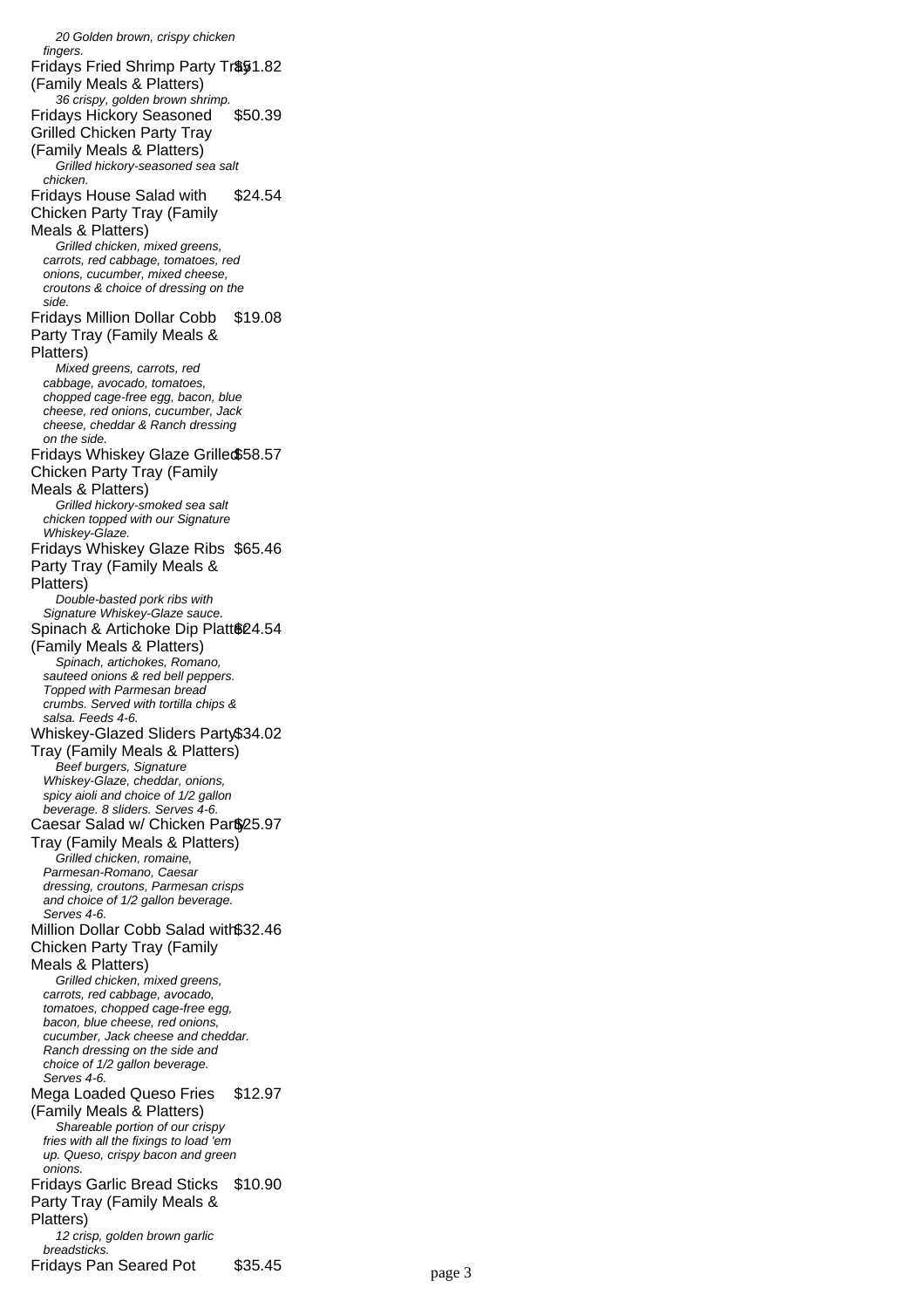*20 Golden brown, crispy chicken fingers.*

Fridays Fried Shrimp Party Tray (Family Meals & Platters) $51.82

*36 crispy, golden brown shrimp.*

Fridays Hickory Seasoned Grilled Chicken Party Tray (Family Meals & Platters) $50.39

*Grilled hickory-seasoned sea salt chicken.*

Fridays House Salad with Chicken Party Tray (Family Meals & Platters) $24.54

*Grilled chicken, mixed greens, carrots, red cabbage, tomatoes, red onions, cucumber, mixed cheese, croutons & choice of dressing on the side.*

Fridays Million Dollar Cobb Party Tray (Family Meals & Platters) $19.08

*Mixed greens, carrots, red cabbage, avocado, tomatoes, chopped cage-free egg, bacon, blue cheese, red onions, cucumber, Jack cheese, cheddar & Ranch dressing on the side.*

Fridays Whiskey Glaze Grilled Chicken Party Tray (Family Meals & Platters) $58.57

*Grilled hickory-smoked sea salt chicken topped with our Signature Whiskey-Glaze.*

Fridays Whiskey Glaze Ribs Party Tray (Family Meals & Platters) $65.46

*Double-basted pork ribs with Signature Whiskey-Glaze sauce.*

Spinach & Artichoke Dip Platter (Family Meals & Platters) $24.54

*Spinach, artichokes, Romano, sauteed onions & red bell peppers. Topped with Parmesan bread crumbs. Served with tortilla chips & salsa. Feeds 4-6.*

Whiskey-Glazed Sliders Party Tray (Family Meals & Platters) $34.02

*Beef burgers, Signature Whiskey-Glaze, cheddar, onions, spicy aioli and choice of 1/2 gallon beverage. 8 sliders. Serves 4-6.*

Caesar Salad w/ Chicken Party Tray (Family Meals & Platters) $25.97

*Grilled chicken, romaine, Parmesan-Romano, Caesar dressing, croutons, Parmesan crisps and choice of 1/2 gallon beverage. Serves 4-6.*

Million Dollar Cobb Salad with Chicken Party Tray (Family Meals & Platters) $32.46

*Grilled chicken, mixed greens, carrots, red cabbage, avocado, tomatoes, chopped cage-free egg, bacon, blue cheese, red onions, cucumber, Jack cheese and cheddar. Ranch dressing on the side and choice of 1/2 gallon beverage. Serves 4-6.*

Mega Loaded Queso Fries (Family Meals & Platters) $12.97

*Shareable portion of our crispy fries with all the fixings to load 'em up. Queso, crispy bacon and green onions.*

Fridays Garlic Bread Sticks Party Tray (Family Meals & Platters) $10.90

*12 crisp, golden brown garlic breadsticks.*

Fridays Pan Seared Pot $35.45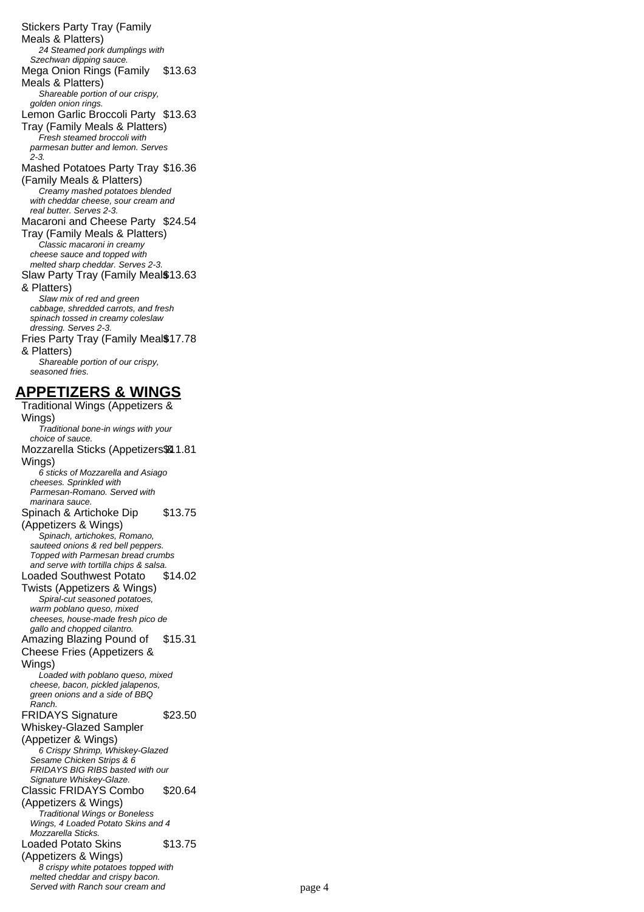Stickers Party Tray (Family Meals & Platters)

*24 Steamed pork dumplings with Szechwan dipping sauce.*

Mega Onion Rings (Family Meals & Platters) $13.63

*Shareable portion of our crispy, golden onion rings.*

Lemon Garlic Broccoli Party Tray (Family Meals & Platters) $13.63

*Fresh steamed broccoli with parmesan butter and lemon. Serves 2-3.*

Mashed Potatoes Party Tray (Family Meals & Platters) $16.36

*Creamy mashed potatoes blended with cheddar cheese, sour cream and real butter. Serves 2-3.*

Macaroni and Cheese Party Tray (Family Meals & Platters) $24.54

*Classic macaroni in creamy cheese sauce and topped with melted sharp cheddar. Serves 2-3.*

Slaw Party Tray (Family Meals & Platters) $13.63

*Slaw mix of red and green cabbage, shredded carrots, and fresh spinach tossed in creamy coleslaw dressing. Serves 2-3.*

Fries Party Tray (Family Meals & Platters) $17.78

*Shareable portion of our crispy, seasoned fries.*

## APPETIZERS & WINGS

Traditional Wings (Appetizers & Wings)

*Traditional bone-in wings with your choice of sauce.*

Mozzarella Sticks (Appetizers & Wings) $11.81

*6 sticks of Mozzarella and Asiago cheeses. Sprinkled with Parmesan-Romano. Served with marinara sauce.*

Spinach & Artichoke Dip (Appetizers & Wings) $13.75

*Spinach, artichokes, Romano, sauteed onions & red bell peppers. Topped with Parmesan bread crumbs and serve with tortilla chips & salsa.*

Loaded Southwest Potato Twists (Appetizers & Wings) $14.02

*Spiral-cut seasoned potatoes, warm poblano queso, mixed cheeses, house-made fresh pico de gallo and chopped cilantro.*

Amazing Blazing Pound of Cheese Fries (Appetizers & Wings) $15.31

*Loaded with poblano queso, mixed cheese, bacon, pickled jalapenos, green onions and a side of BBQ Ranch.*

FRIDAYS Signature Whiskey-Glazed Sampler (Appetizer & Wings) $23.50

*6 Crispy Shrimp, Whiskey-Glazed Sesame Chicken Strips & 6 FRIDAYS BIG RIBS basted with our Signature Whiskey-Glaze.*

Classic FRIDAYS Combo (Appetizers & Wings) $20.64

*Traditional Wings or Boneless Wings, 4 Loaded Potato Skins and 4 Mozzarella Sticks.*

Loaded Potato Skins (Appetizers & Wings) $13.75

*8 crispy white potatoes topped with melted cheddar and crispy bacon. Served with Ranch sour cream and*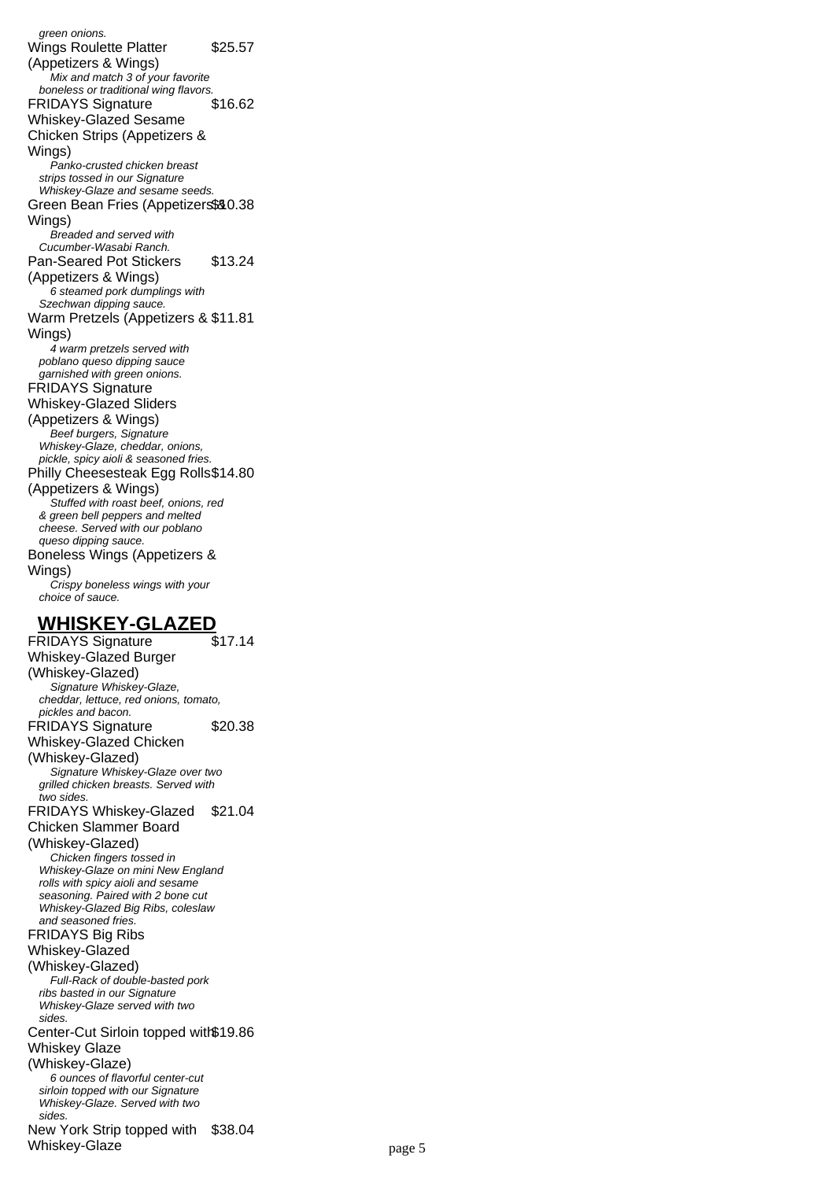green onions.

Wings Roulette Platter (Appetizers & Wings) $25.57
*Mix and match 3 of your favorite boneless or traditional wing flavors.*

FRIDAYS Signature Whiskey-Glazed Sesame Chicken Strips (Appetizers & Wings) $16.62
*Panko-crusted chicken breast strips tossed in our Signature Whiskey-Glaze and sesame seeds.*

Green Bean Fries (Appetizers & Wings) $10.38
*Breaded and served with Cucumber-Wasabi Ranch.*

Pan-Seared Pot Stickers (Appetizers & Wings) $13.24
*6 steamed pork dumplings with Szechwan dipping sauce.*

Warm Pretzels (Appetizers & Wings) $11.81
*4 warm pretzels served with poblano queso dipping sauce garnished with green onions.*

FRIDAYS Signature Whiskey-Glazed Sliders (Appetizers & Wings)
*Beef burgers, Signature Whiskey-Glaze, cheddar, onions, pickle, spicy aioli & seasoned fries.*

Philly Cheesesteak Egg Rolls (Appetizers & Wings) $14.80
*Stuffed with roast beef, onions, red & green bell peppers and melted cheese. Served with our poblano queso dipping sauce.*

Boneless Wings (Appetizers & Wings)
*Crispy boneless wings with your choice of sauce.*

## WHISKEY-GLAZED

FRIDAYS Signature Whiskey-Glazed Burger (Whiskey-Glazed) $17.14
*Signature Whiskey-Glaze, cheddar, lettuce, red onions, tomato, pickles and bacon.*

FRIDAYS Signature Whiskey-Glazed Chicken (Whiskey-Glazed) $20.38
*Signature Whiskey-Glaze over two grilled chicken breasts. Served with two sides.*

FRIDAYS Whiskey-Glazed Chicken Slammer Board (Whiskey-Glazed) $21.04
*Chicken fingers tossed in Whiskey-Glaze on mini New England rolls with spicy aioli and sesame seasoning. Paired with 2 bone cut Whiskey-Glazed Big Ribs, coleslaw and seasoned fries.*

FRIDAYS Big Ribs Whiskey-Glazed (Whiskey-Glazed)
*Full-Rack of double-basted pork ribs basted in our Signature Whiskey-Glaze served with two sides.*

Center-Cut Sirloin topped with Whiskey Glaze (Whiskey-Glaze) $19.86
*6 ounces of flavorful center-cut sirloin topped with our Signature Whiskey-Glaze. Served with two sides.*

New York Strip topped with Whiskey-Glaze $38.04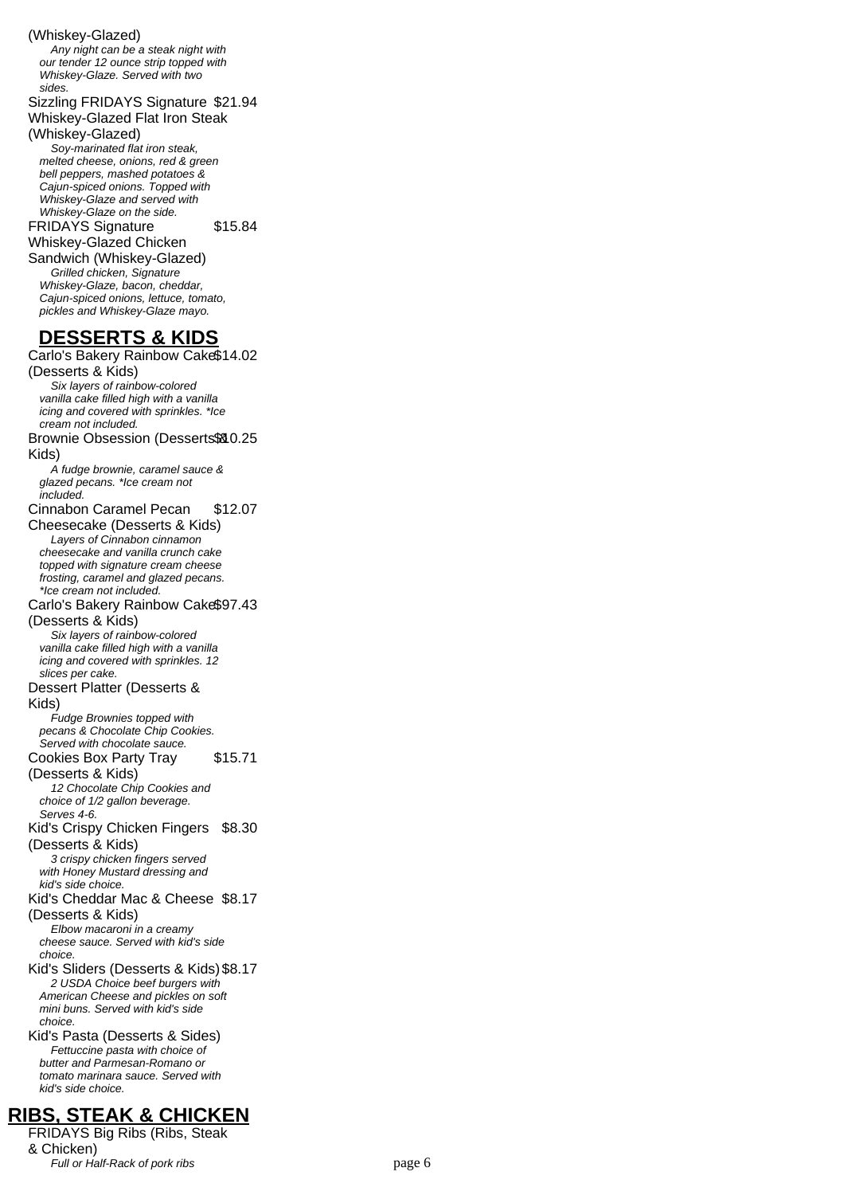(Whiskey-Glazed)

*Any night can be a steak night with our tender 12 ounce strip topped with Whiskey-Glaze. Served with two sides.*

Sizzling FRIDAYS Signature Whiskey-Glazed Flat Iron Steak (Whiskey-Glazed) $21.94

*Soy-marinated flat iron steak, melted cheese, onions, red & green bell peppers, mashed potatoes & Cajun-spiced onions. Topped with Whiskey-Glaze and served with Whiskey-Glaze on the side.*

FRIDAYS Signature Whiskey-Glazed Chicken Sandwich (Whiskey-Glazed) $15.84

*Grilled chicken, Signature Whiskey-Glaze, bacon, cheddar, Cajun-spiced onions, lettuce, tomato, pickles and Whiskey-Glaze mayo.*

## DESSERTS & KIDS

Carlo's Bakery Rainbow Cake (Desserts & Kids) $14.02

*Six layers of rainbow-colored vanilla cake filled high with a vanilla icing and covered with sprinkles. *Ice cream not included.*

Brownie Obsession (Desserts & Kids) $10.25

*A fudge brownie, caramel sauce & glazed pecans. *Ice cream not included.*

Cinnabon Caramel Pecan Cheesecake (Desserts & Kids) $12.07

*Layers of Cinnabon cinnamon cheesecake and vanilla crunch cake topped with signature cream cheese frosting, caramel and glazed pecans. *Ice cream not included.*

Carlo's Bakery Rainbow Cake (Desserts & Kids) $97.43

*Six layers of rainbow-colored vanilla cake filled high with a vanilla icing and covered with sprinkles. 12 slices per cake.*

Dessert Platter (Desserts & Kids)

*Fudge Brownies topped with pecans & Chocolate Chip Cookies. Served with chocolate sauce.*

Cookies Box Party Tray (Desserts & Kids) $15.71

*12 Chocolate Chip Cookies and choice of 1/2 gallon beverage. Serves 4-6.*

Kid's Crispy Chicken Fingers (Desserts & Kids) $8.30

*3 crispy chicken fingers served with Honey Mustard dressing and kid's side choice.*

Kid's Cheddar Mac & Cheese (Desserts & Kids) $8.17

*Elbow macaroni in a creamy cheese sauce. Served with kid's side choice.*

Kid's Sliders (Desserts & Kids) $8.17

*2 USDA Choice beef burgers with American Cheese and pickles on soft mini buns. Served with kid's side choice.*

Kid's Pasta (Desserts & Sides)

*Fettuccine pasta with choice of butter and Parmesan-Romano or tomato marinara sauce. Served with kid's side choice.*

## RIBS, STEAK & CHICKEN

FRIDAYS Big Ribs (Ribs, Steak & Chicken)

*Full or Half-Rack of pork ribs*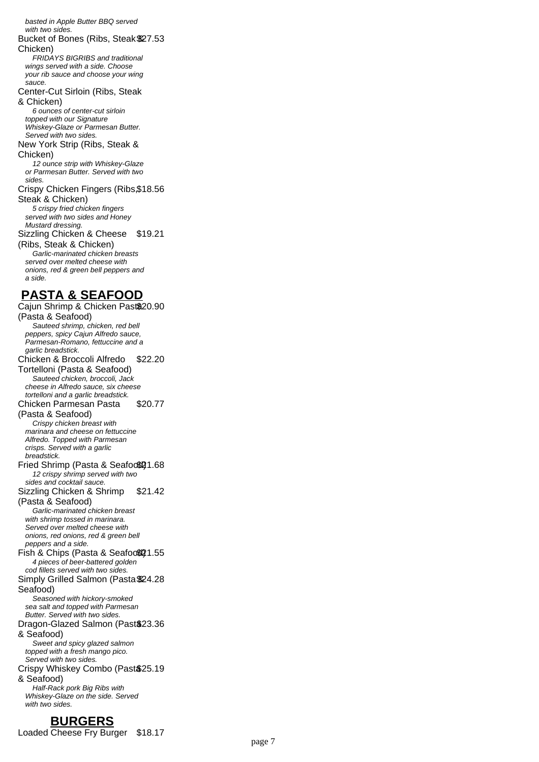*basted in Apple Butter BBQ served with two sides.*

Bucket of Bones (Ribs, Steak & Chicken) $27.53

*FRIDAYS BIGRIBS and traditional wings served with a side. Choose your rib sauce and choose your wing sauce.*

Center-Cut Sirloin (Ribs, Steak & Chicken)

*6 ounces of center-cut sirloin topped with our Signature Whiskey-Glaze or Parmesan Butter. Served with two sides.*

New York Strip (Ribs, Steak & Chicken)

*12 ounce strip with Whiskey-Glaze or Parmesan Butter. Served with two sides.*

Crispy Chicken Fingers (Ribs, Steak & Chicken) $18.56

*5 crispy fried chicken fingers served with two sides and Honey Mustard dressing.*

Sizzling Chicken & Cheese (Ribs, Steak & Chicken) $19.21

*Garlic-marinated chicken breasts served over melted cheese with onions, red & green bell peppers and a side.*

## PASTA & SEAFOOD

Cajun Shrimp & Chicken Pasta (Pasta & Seafood) $20.90

*Sauteed shrimp, chicken, red bell peppers, spicy Cajun Alfredo sauce, Parmesan-Romano, fettuccine and a garlic breadstick.*

Chicken & Broccoli Alfredo Tortelloni (Pasta & Seafood) $22.20

*Sauteed chicken, broccoli, Jack cheese in Alfredo sauce, six cheese tortelloni and a garlic breadstick.*

Chicken Parmesan Pasta (Pasta & Seafood) $20.77

*Crispy chicken breast with marinara and cheese on fettuccine Alfredo. Topped with Parmesan crisps. Served with a garlic breadstick.*

Fried Shrimp (Pasta & Seafood) $21.68

*12 crispy shrimp served with two sides and cocktail sauce.*

Sizzling Chicken & Shrimp (Pasta & Seafood) $21.42

*Garlic-marinated chicken breast with shrimp tossed in marinara. Served over melted cheese with onions, red onions, red & green bell peppers and a side.*

Fish & Chips (Pasta & Seafood) $21.55

*4 pieces of beer-battered golden cod fillets served with two sides.*

Simply Grilled Salmon (Pasta & Seafood) $24.28

*Seasoned with hickory-smoked sea salt and topped with Parmesan Butter. Served with two sides.*

Dragon-Glazed Salmon (Pasta & Seafood) $23.36

*Sweet and spicy glazed salmon topped with a fresh mango pico. Served with two sides.*

Crispy Whiskey Combo (Pasta & Seafood) $25.19

*Half-Rack pork Big Ribs with Whiskey-Glaze on the side. Served with two sides.*

## BURGERS

Loaded Cheese Fry Burger $18.17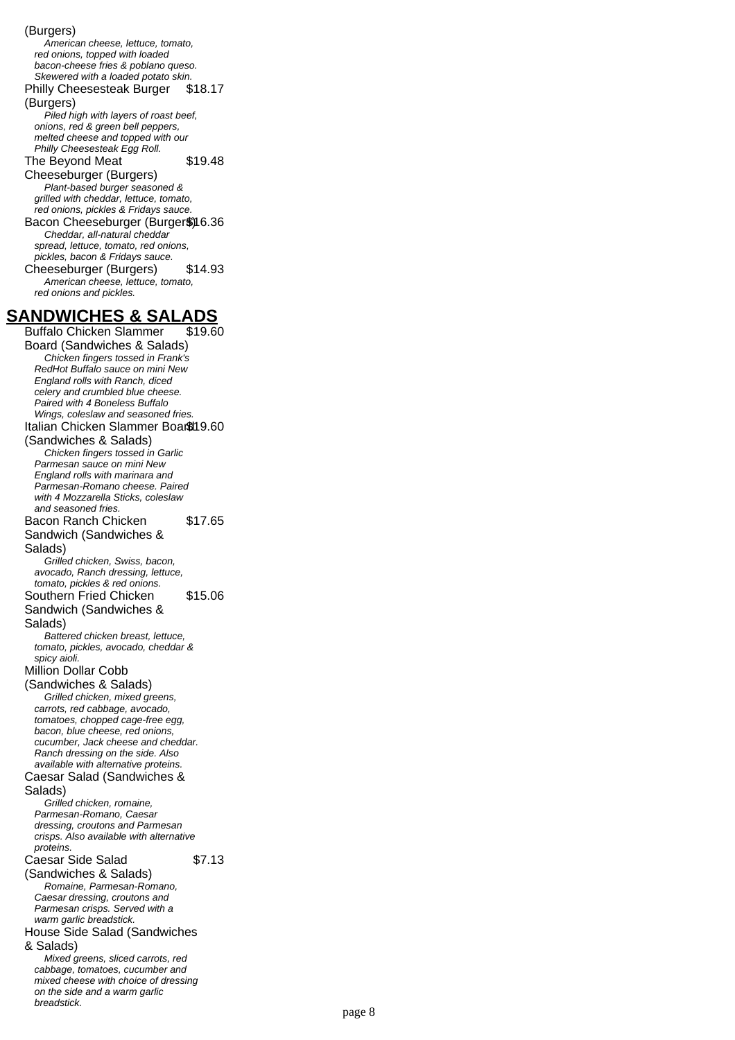(Burgers)

*American cheese, lettuce, tomato, red onions, topped with loaded bacon-cheese fries & poblano queso. Skewered with a loaded potato skin.*

Philly Cheesesteak Burger (Burgers) $18.17

*Piled high with layers of roast beef, onions, red & green bell peppers, melted cheese and topped with our Philly Cheesesteak Egg Roll.*

The Beyond Meat Cheeseburger (Burgers) $19.48

*Plant-based burger seasoned & grilled with cheddar, lettuce, tomato, red onions, pickles & Fridays sauce.*

Bacon Cheeseburger (Burgers) $16.36

*Cheddar, all-natural cheddar spread, lettuce, tomato, red onions, pickles, bacon & Fridays sauce.*

Cheeseburger (Burgers) $14.93

*American cheese, lettuce, tomato, red onions and pickles.*

## SANDWICHES & SALADS

Buffalo Chicken Slammer Board (Sandwiches & Salads) $19.60

*Chicken fingers tossed in Frank's RedHot Buffalo sauce on mini New England rolls with Ranch, diced celery and crumbled blue cheese. Paired with 4 Boneless Buffalo Wings, coleslaw and seasoned fries.*

Italian Chicken Slammer Board (Sandwiches & Salads) $19.60

*Chicken fingers tossed in Garlic Parmesan sauce on mini New England rolls with marinara and Parmesan-Romano cheese. Paired with 4 Mozzarella Sticks, coleslaw and seasoned fries.*

Bacon Ranch Chicken Sandwich (Sandwiches & Salads) $17.65

*Grilled chicken, Swiss, bacon, avocado, Ranch dressing, lettuce, tomato, pickles & red onions.*

Southern Fried Chicken Sandwich (Sandwiches & Salads) $15.06

*Battered chicken breast, lettuce, tomato, pickles, avocado, cheddar & spicy aioli.*

Million Dollar Cobb (Sandwiches & Salads)

*Grilled chicken, mixed greens, carrots, red cabbage, avocado, tomatoes, chopped cage-free egg, bacon, blue cheese, red onions, cucumber, Jack cheese and cheddar. Ranch dressing on the side. Also available with alternative proteins.*

Caesar Salad (Sandwiches & Salads)

*Grilled chicken, romaine, Parmesan-Romano, Caesar dressing, croutons and Parmesan crisps. Also available with alternative proteins.*

Caesar Side Salad (Sandwiches & Salads) $7.13

*Romaine, Parmesan-Romano, Caesar dressing, croutons and Parmesan crisps. Served with a warm garlic breadstick.*

House Side Salad (Sandwiches & Salads)

*Mixed greens, sliced carrots, red cabbage, tomatoes, cucumber and mixed cheese with choice of dressing on the side and a warm garlic breadstick.*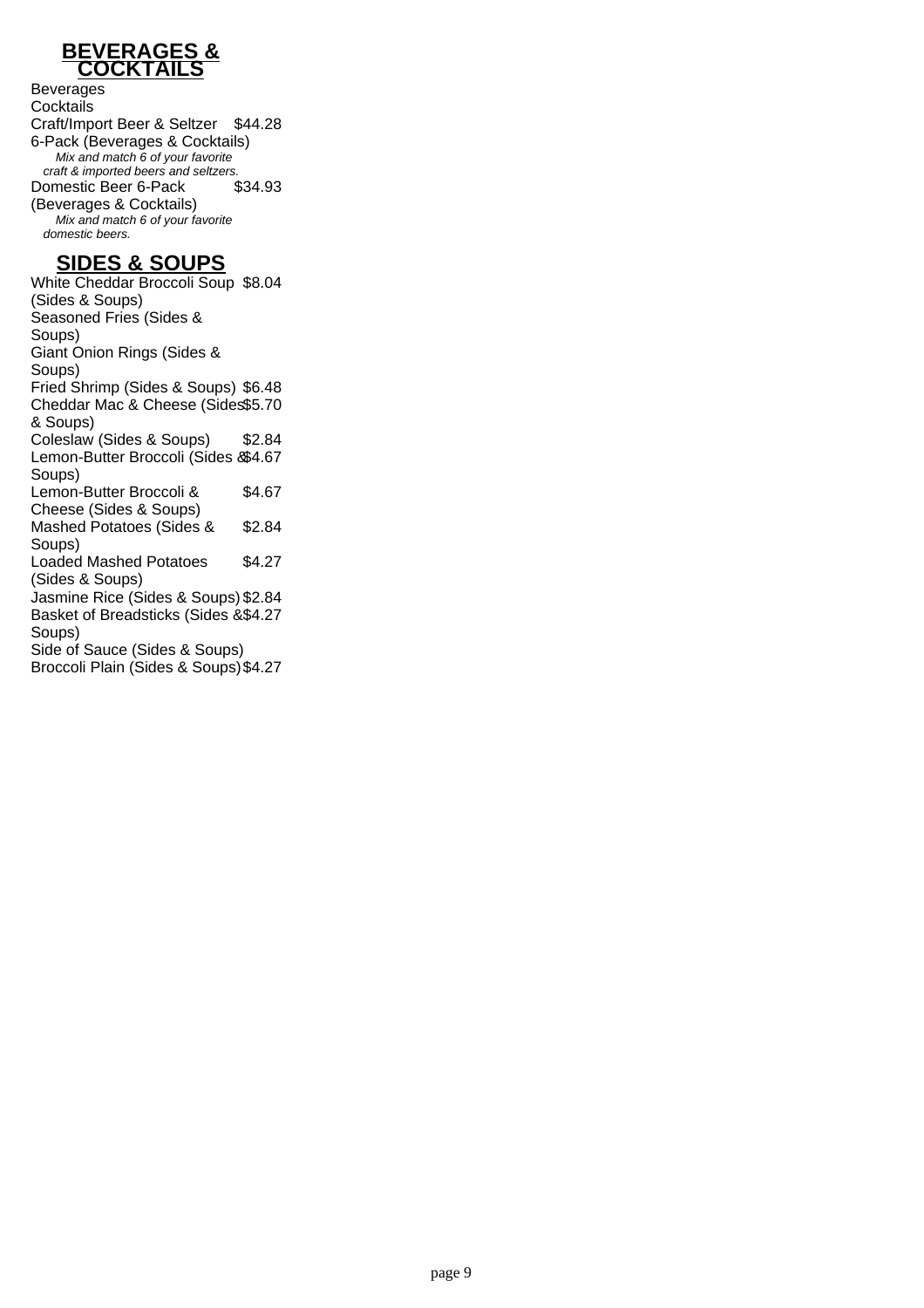## BEVERAGES & COCKTAILS

Beverages

Cocktails

Craft/Import Beer & Seltzer 6-Pack (Beverages & Cocktails) $44.28

*Mix and match 6 of your favorite craft & imported beers and seltzers.*

Domestic Beer 6-Pack (Beverages & Cocktails) $34.93

*Mix and match 6 of your favorite domestic beers.*

## SIDES & SOUPS

White Cheddar Broccoli Soup (Sides & Soups) $8.04

Seasoned Fries (Sides & Soups)

Giant Onion Rings (Sides & Soups)

Fried Shrimp (Sides & Soups) $6.48

Cheddar Mac & Cheese (Sides & Soups) $5.70

Coleslaw (Sides & Soups) $2.84

Lemon-Butter Broccoli (Sides & Soups) $4.67

Lemon-Butter Broccoli & Cheese (Sides & Soups) $4.67

Mashed Potatoes (Sides & Soups) $2.84

Loaded Mashed Potatoes (Sides & Soups) $4.27

Jasmine Rice (Sides & Soups) $2.84

Basket of Breadsticks (Sides & Soups) $4.27

Side of Sauce (Sides & Soups)

Broccoli Plain (Sides & Soups) $4.27